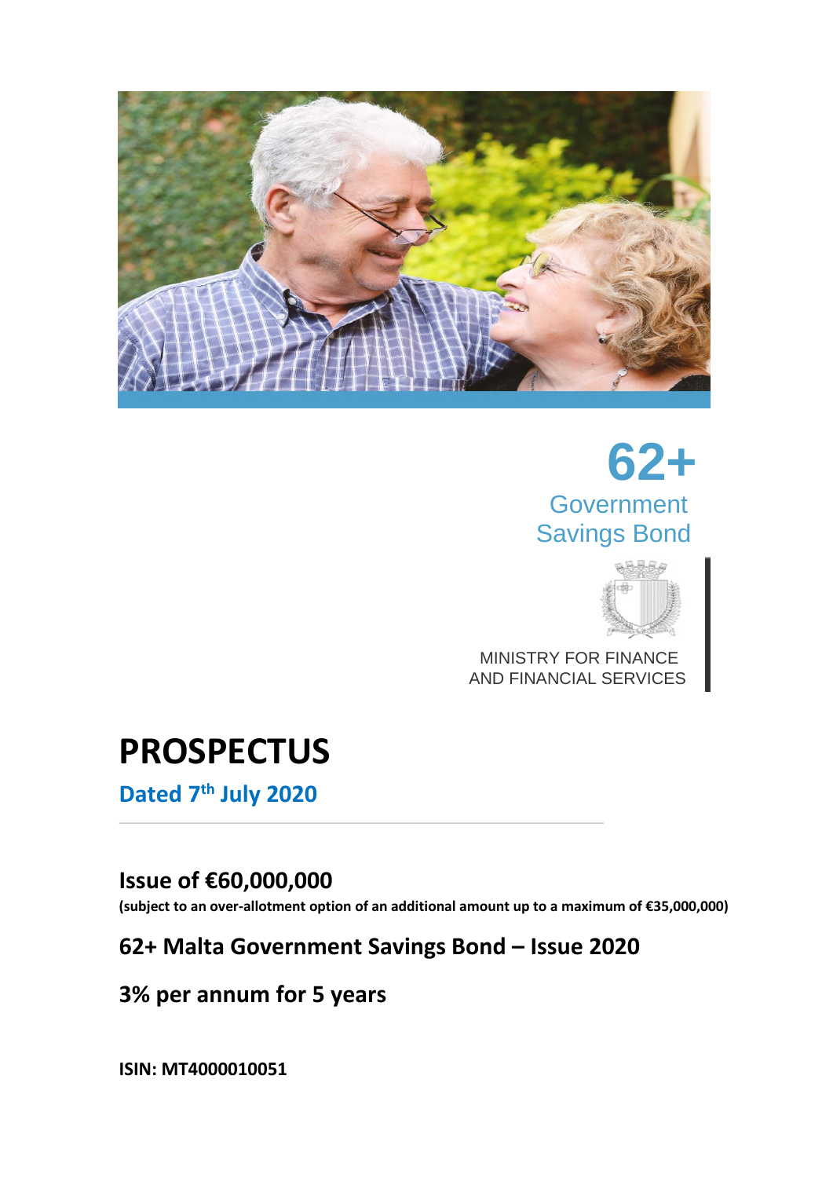62+

Government Savings Bond

MINISTRY FOR FINANCE AND FINANCIAL SERVICES

# PROSPECTUS

**Dated 7th July 2020**

## Issue of €60,000,000

**(subject to an over-allotment option of an additional amount up to a maximum of €35,000,000)**

## 62+ Malta Government Savings Bond – Issue 2020

## 3% per annum for 5 years

**ISIN: MT4000010051**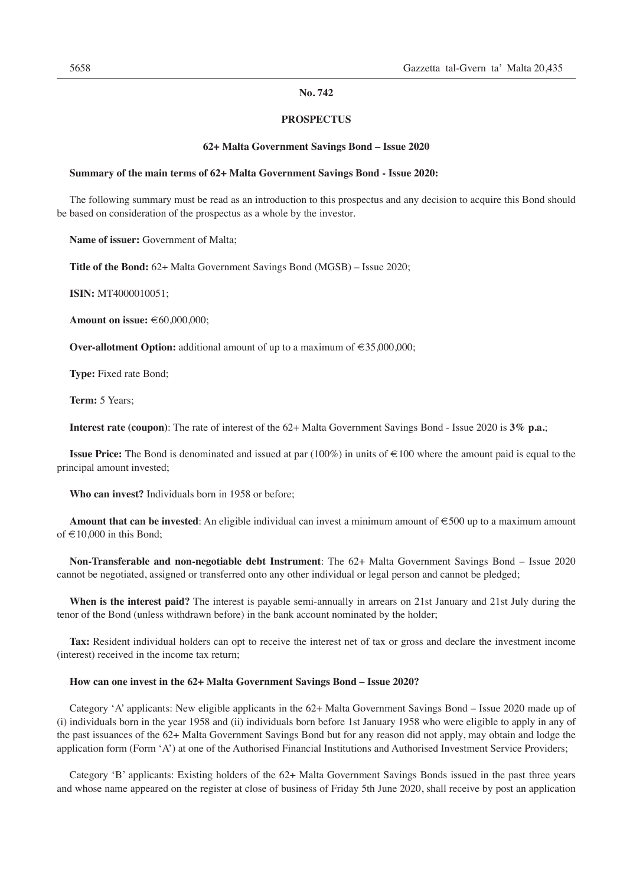**No. 742**

**PROSPECTUS**

**62+ Malta Government Savings Bond – Issue 2020**

**Summary of the main terms of 62+ Malta Government Savings Bond - Issue 2020:**

The following summary must be read as an introduction to this prospectus and any decision to acquire this Bond should be based on consideration of the prospectus as a whole by the investor.

**Name of issuer:** Government of Malta;

**Title of the Bond:** 62+ Malta Government Savings Bond (MGSB) – Issue 2020;

**ISIN:** MT4000010051;

**Amount on issue:** €60,000,000;

**Over-allotment Option:** additional amount of up to a maximum of €35,000,000;

**Type:** Fixed rate Bond;

**Term:** 5 Years;

**Interest rate (coupon)**: The rate of interest of the 62+ Malta Government Savings Bond - Issue 2020 is **3% p.a.**;

**Issue Price:** The Bond is denominated and issued at par (100%) in units of €100 where the amount paid is equal to the principal amount invested;

**Who can invest?** Individuals born in 1958 or before;

**Amount that can be invested**: An eligible individual can invest a minimum amount of €500 up to a maximum amount of €10,000 in this Bond;

**Non-Transferable and non-negotiable debt Instrument**: The 62+ Malta Government Savings Bond – Issue 2020 cannot be negotiated, assigned or transferred onto any other individual or legal person and cannot be pledged;

**When is the interest paid?** The interest is payable semi-annually in arrears on 21st January and 21st July during the tenor of the Bond (unless withdrawn before) in the bank account nominated by the holder;

**Tax:** Resident individual holders can opt to receive the interest net of tax or gross and declare the investment income (interest) received in the income tax return;

**How can one invest in the 62+ Malta Government Savings Bond – Issue 2020?**

Category 'A' applicants: New eligible applicants in the 62+ Malta Government Savings Bond – Issue 2020 made up of (i) individuals born in the year 1958 and (ii) individuals born before 1st January 1958 who were eligible to apply in any of the past issuances of the 62+ Malta Government Savings Bond but for any reason did not apply, may obtain and lodge the application form (Form 'A') at one of the Authorised Financial Institutions and Authorised Investment Service Providers;

Category 'B' applicants: Existing holders of the 62+ Malta Government Savings Bonds issued in the past three years and whose name appeared on the register at close of business of Friday 5th June 2020, shall receive by post an application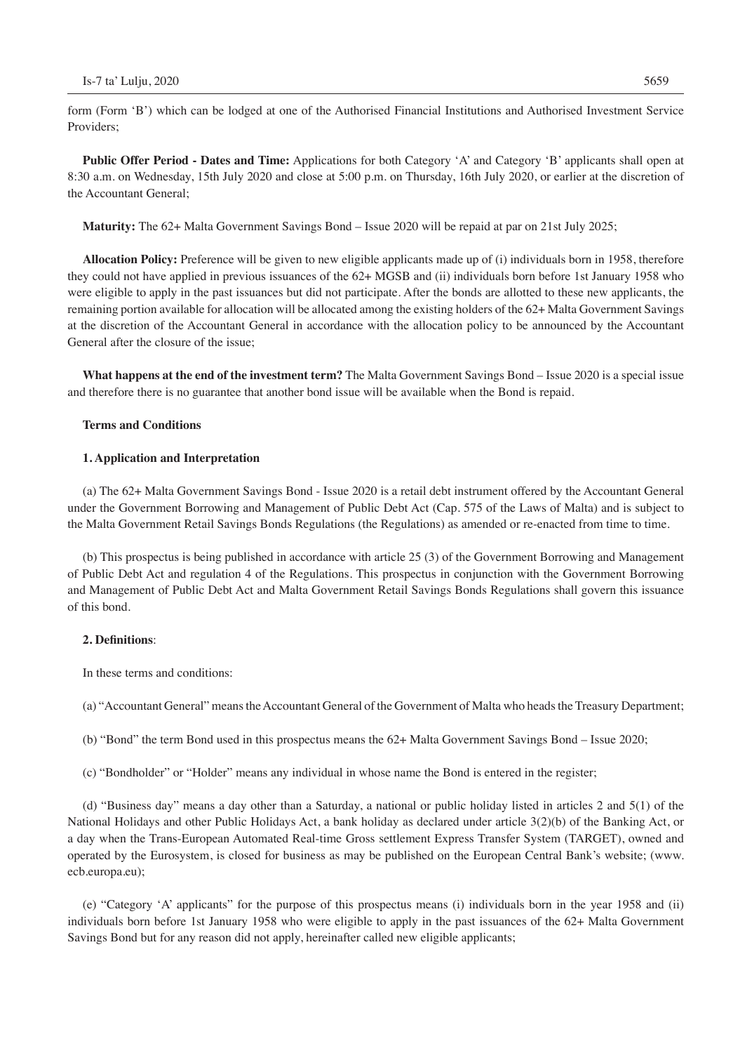form (Form 'B') which can be lodged at one of the Authorised Financial Institutions and Authorised Investment Service Providers;

**Public Offer Period - Dates and Time:** Applications for both Category 'A' and Category 'B' applicants shall open at 8:30 a.m. on Wednesday, 15th July 2020 and close at 5:00 p.m. on Thursday, 16th July 2020, or earlier at the discretion of the Accountant General;

**Maturity:** The 62+ Malta Government Savings Bond – Issue 2020 will be repaid at par on 21st July 2025;

**Allocation Policy:** Preference will be given to new eligible applicants made up of (i) individuals born in 1958, therefore they could not have applied in previous issuances of the 62+ MGSB and (ii) individuals born before 1st January 1958 who were eligible to apply in the past issuances but did not participate. After the bonds are allotted to these new applicants, the remaining portion available for allocation will be allocated among the existing holders of the 62+ Malta Government Savings at the discretion of the Accountant General in accordance with the allocation policy to be announced by the Accountant General after the closure of the issue;

**What happens at the end of the investment term?** The Malta Government Savings Bond – Issue 2020 is a special issue and therefore there is no guarantee that another bond issue will be available when the Bond is repaid.

**Terms and Conditions**

**1. Application and Interpretation**

(a) The 62+ Malta Government Savings Bond - Issue 2020 is a retail debt instrument offered by the Accountant General under the Government Borrowing and Management of Public Debt Act (Cap. 575 of the Laws of Malta) and is subject to the Malta Government Retail Savings Bonds Regulations (the Regulations) as amended or re-enacted from time to time.

(b) This prospectus is being published in accordance with article 25 (3) of the Government Borrowing and Management of Public Debt Act and regulation 4 of the Regulations. This prospectus in conjunction with the Government Borrowing and Management of Public Debt Act and Malta Government Retail Savings Bonds Regulations shall govern this issuance of this bond.

**2. Definitions**:

In these terms and conditions:

(a) "Accountant General" means the Accountant General of the Government of Malta who heads the Treasury Department;

(b) "Bond" the term Bond used in this prospectus means the 62+ Malta Government Savings Bond – Issue 2020;

(c) "Bondholder" or "Holder" means any individual in whose name the Bond is entered in the register;

(d) "Business day" means a day other than a Saturday, a national or public holiday listed in articles 2 and 5(1) of the National Holidays and other Public Holidays Act, a bank holiday as declared under article 3(2)(b) of the Banking Act, or a day when the Trans-European Automated Real-time Gross settlement Express Transfer System (TARGET), owned and operated by the Eurosystem, is closed for business as may be published on the European Central Bank's website; (www.ecb.europa.eu);

(e) "Category 'A' applicants" for the purpose of this prospectus means (i) individuals born in the year 1958 and (ii) individuals born before 1st January 1958 who were eligible to apply in the past issuances of the 62+ Malta Government Savings Bond but for any reason did not apply, hereinafter called new eligible applicants;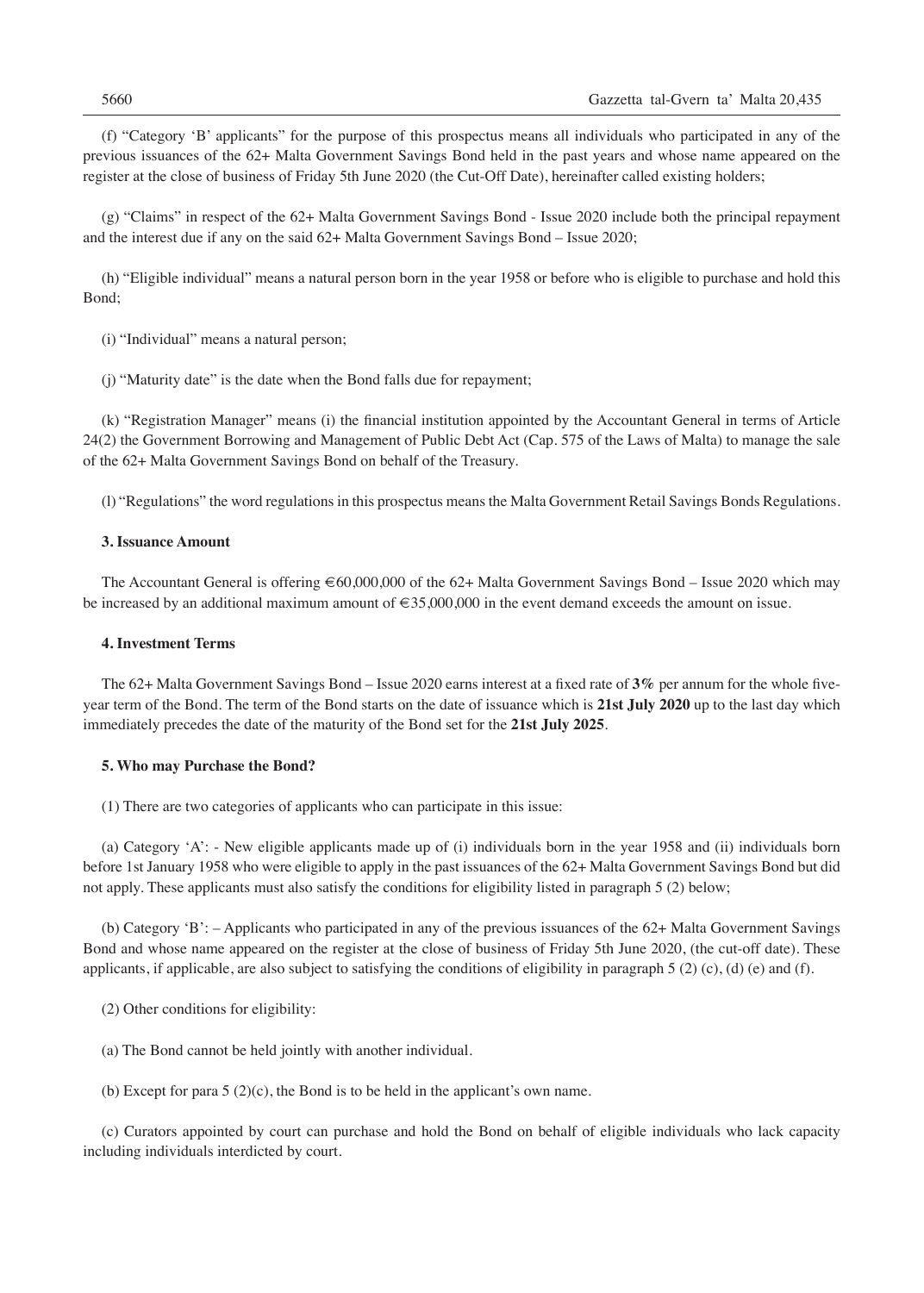(f) "Category 'B' applicants" for the purpose of this prospectus means all individuals who participated in any of the previous issuances of the 62+ Malta Government Savings Bond held in the past years and whose name appeared on the register at the close of business of Friday 5th June 2020 (the Cut-Off Date), hereinafter called existing holders;

(g) "Claims" in respect of the 62+ Malta Government Savings Bond - Issue 2020 include both the principal repayment and the interest due if any on the said 62+ Malta Government Savings Bond – Issue 2020;

(h) "Eligible individual" means a natural person born in the year 1958 or before who is eligible to purchase and hold this Bond;

(i) "Individual" means a natural person;

(j) "Maturity date" is the date when the Bond falls due for repayment;

(k) "Registration Manager" means (i) the financial institution appointed by the Accountant General in terms of Article 24(2) the Government Borrowing and Management of Public Debt Act (Cap. 575 of the Laws of Malta) to manage the sale of the 62+ Malta Government Savings Bond on behalf of the Treasury.

(l) "Regulations" the word regulations in this prospectus means the Malta Government Retail Savings Bonds Regulations.

**3. Issuance Amount**

The Accountant General is offering €60,000,000 of the 62+ Malta Government Savings Bond – Issue 2020 which may be increased by an additional maximum amount of €35,000,000 in the event demand exceeds the amount on issue.

**4. Investment Terms**

The 62+ Malta Government Savings Bond – Issue 2020 earns interest at a fixed rate of **3%** per annum for the whole five-year term of the Bond. The term of the Bond starts on the date of issuance which is **21st July 2020** up to the last day which immediately precedes the date of the maturity of the Bond set for the **21st July 2025**.

**5. Who may Purchase the Bond?**

(1) There are two categories of applicants who can participate in this issue:

(a) Category 'A': - New eligible applicants made up of (i) individuals born in the year 1958 and (ii) individuals born before 1st January 1958 who were eligible to apply in the past issuances of the 62+ Malta Government Savings Bond but did not apply. These applicants must also satisfy the conditions for eligibility listed in paragraph 5 (2) below;

(b) Category 'B': – Applicants who participated in any of the previous issuances of the 62+ Malta Government Savings Bond and whose name appeared on the register at the close of business of Friday 5th June 2020, (the cut-off date). These applicants, if applicable, are also subject to satisfying the conditions of eligibility in paragraph 5 (2) (c), (d) (e) and (f).

(2) Other conditions for eligibility:

(a) The Bond cannot be held jointly with another individual.

(b) Except for para 5 (2)(c), the Bond is to be held in the applicant's own name.

(c) Curators appointed by court can purchase and hold the Bond on behalf of eligible individuals who lack capacity including individuals interdicted by court.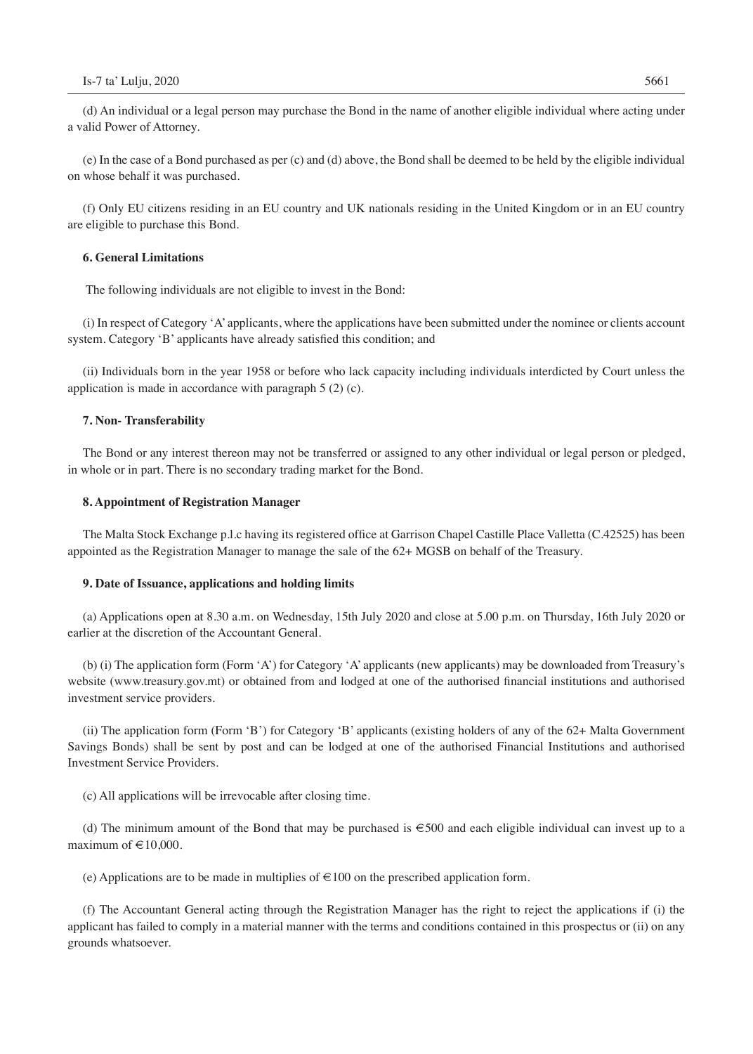(d) An individual or a legal person may purchase the Bond in the name of another eligible individual where acting under a valid Power of Attorney.

(e) In the case of a Bond purchased as per (c) and (d) above, the Bond shall be deemed to be held by the eligible individual on whose behalf it was purchased.

(f) Only EU citizens residing in an EU country and UK nationals residing in the United Kingdom or in an EU country are eligible to purchase this Bond.

**6. General Limitations**

The following individuals are not eligible to invest in the Bond:

(i) In respect of Category 'A' applicants, where the applications have been submitted under the nominee or clients account system. Category 'B' applicants have already satisfied this condition; and

(ii) Individuals born in the year 1958 or before who lack capacity including individuals interdicted by Court unless the application is made in accordance with paragraph 5 (2) (c).

**7. Non- Transferability**

The Bond or any interest thereon may not be transferred or assigned to any other individual or legal person or pledged, in whole or in part. There is no secondary trading market for the Bond.

**8. Appointment of Registration Manager**

The Malta Stock Exchange p.l.c having its registered office at Garrison Chapel Castille Place Valletta (C.42525) has been appointed as the Registration Manager to manage the sale of the 62+ MGSB on behalf of the Treasury.

**9. Date of Issuance, applications and holding limits**

(a) Applications open at 8.30 a.m. on Wednesday, 15th July 2020 and close at 5.00 p.m. on Thursday, 16th July 2020 or earlier at the discretion of the Accountant General.

(b) (i) The application form (Form 'A') for Category 'A' applicants (new applicants) may be downloaded from Treasury's website (www.treasury.gov.mt) or obtained from and lodged at one of the authorised financial institutions and authorised investment service providers.

(ii) The application form (Form 'B') for Category 'B' applicants (existing holders of any of the 62+ Malta Government Savings Bonds) shall be sent by post and can be lodged at one of the authorised Financial Institutions and authorised Investment Service Providers.

(c) All applications will be irrevocable after closing time.

(d) The minimum amount of the Bond that may be purchased is €500 and each eligible individual can invest up to a maximum of €10,000.

(e) Applications are to be made in multiplies of €100 on the prescribed application form.

(f) The Accountant General acting through the Registration Manager has the right to reject the applications if (i) the applicant has failed to comply in a material manner with the terms and conditions contained in this prospectus or (ii) on any grounds whatsoever.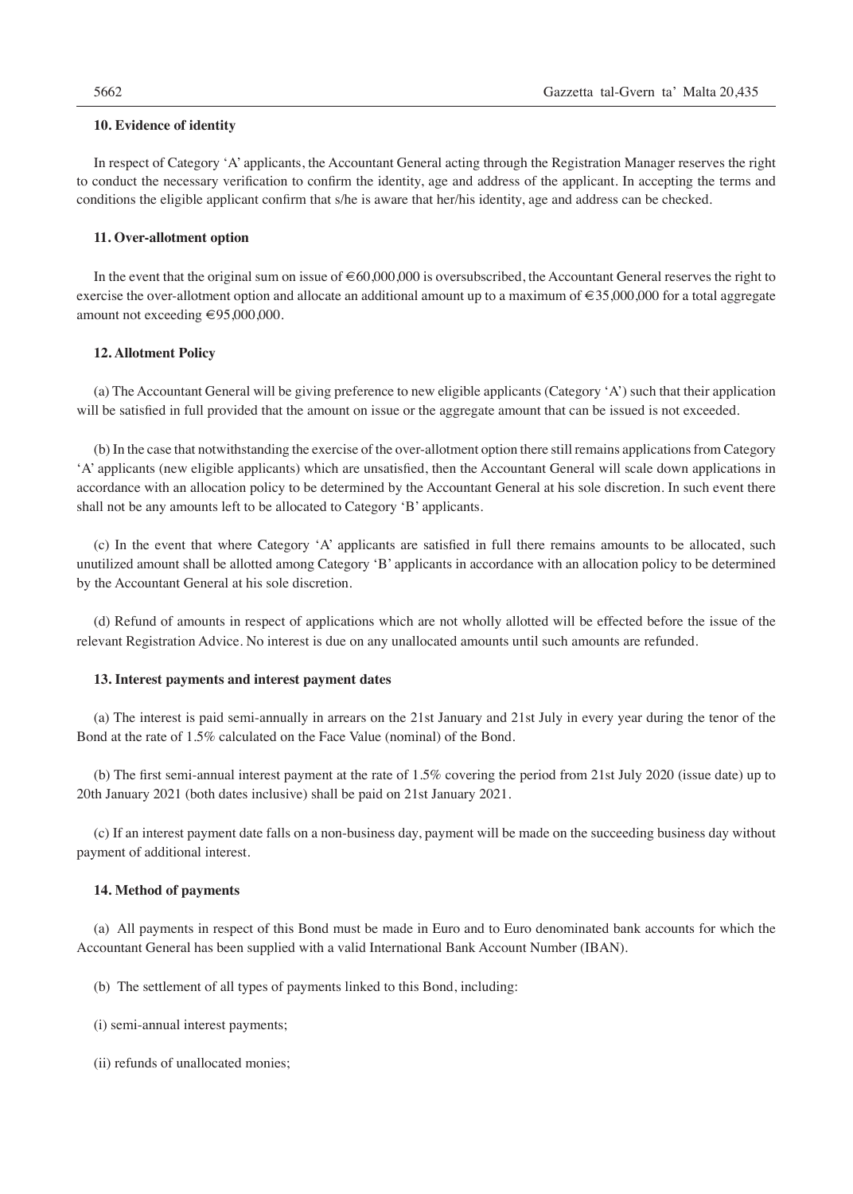**10. Evidence of identity**

In respect of Category 'A' applicants, the Accountant General acting through the Registration Manager reserves the right to conduct the necessary verification to confirm the identity, age and address of the applicant. In accepting the terms and conditions the eligible applicant confirm that s/he is aware that her/his identity, age and address can be checked.

**11. Over-allotment option**

In the event that the original sum on issue of €60,000,000 is oversubscribed, the Accountant General reserves the right to exercise the over-allotment option and allocate an additional amount up to a maximum of €35,000,000 for a total aggregate amount not exceeding €95,000,000.

**12. Allotment Policy**

(a) The Accountant General will be giving preference to new eligible applicants (Category 'A') such that their application will be satisfied in full provided that the amount on issue or the aggregate amount that can be issued is not exceeded.

(b) In the case that notwithstanding the exercise of the over-allotment option there still remains applications from Category 'A' applicants (new eligible applicants) which are unsatisfied, then the Accountant General will scale down applications in accordance with an allocation policy to be determined by the Accountant General at his sole discretion. In such event there shall not be any amounts left to be allocated to Category 'B' applicants.

(c) In the event that where Category 'A' applicants are satisfied in full there remains amounts to be allocated, such unutilized amount shall be allotted among Category 'B' applicants in accordance with an allocation policy to be determined by the Accountant General at his sole discretion.

(d) Refund of amounts in respect of applications which are not wholly allotted will be effected before the issue of the relevant Registration Advice. No interest is due on any unallocated amounts until such amounts are refunded.

**13. Interest payments and interest payment dates**

(a) The interest is paid semi-annually in arrears on the 21st January and 21st July in every year during the tenor of the Bond at the rate of 1.5% calculated on the Face Value (nominal) of the Bond.

(b) The first semi-annual interest payment at the rate of 1.5% covering the period from 21st July 2020 (issue date) up to 20th January 2021 (both dates inclusive) shall be paid on 21st January 2021.

(c) If an interest payment date falls on a non-business day, payment will be made on the succeeding business day without payment of additional interest.

**14. Method of payments**

(a) All payments in respect of this Bond must be made in Euro and to Euro denominated bank accounts for which the Accountant General has been supplied with a valid International Bank Account Number (IBAN).

(b) The settlement of all types of payments linked to this Bond, including:

(i) semi-annual interest payments;

(ii) refunds of unallocated monies;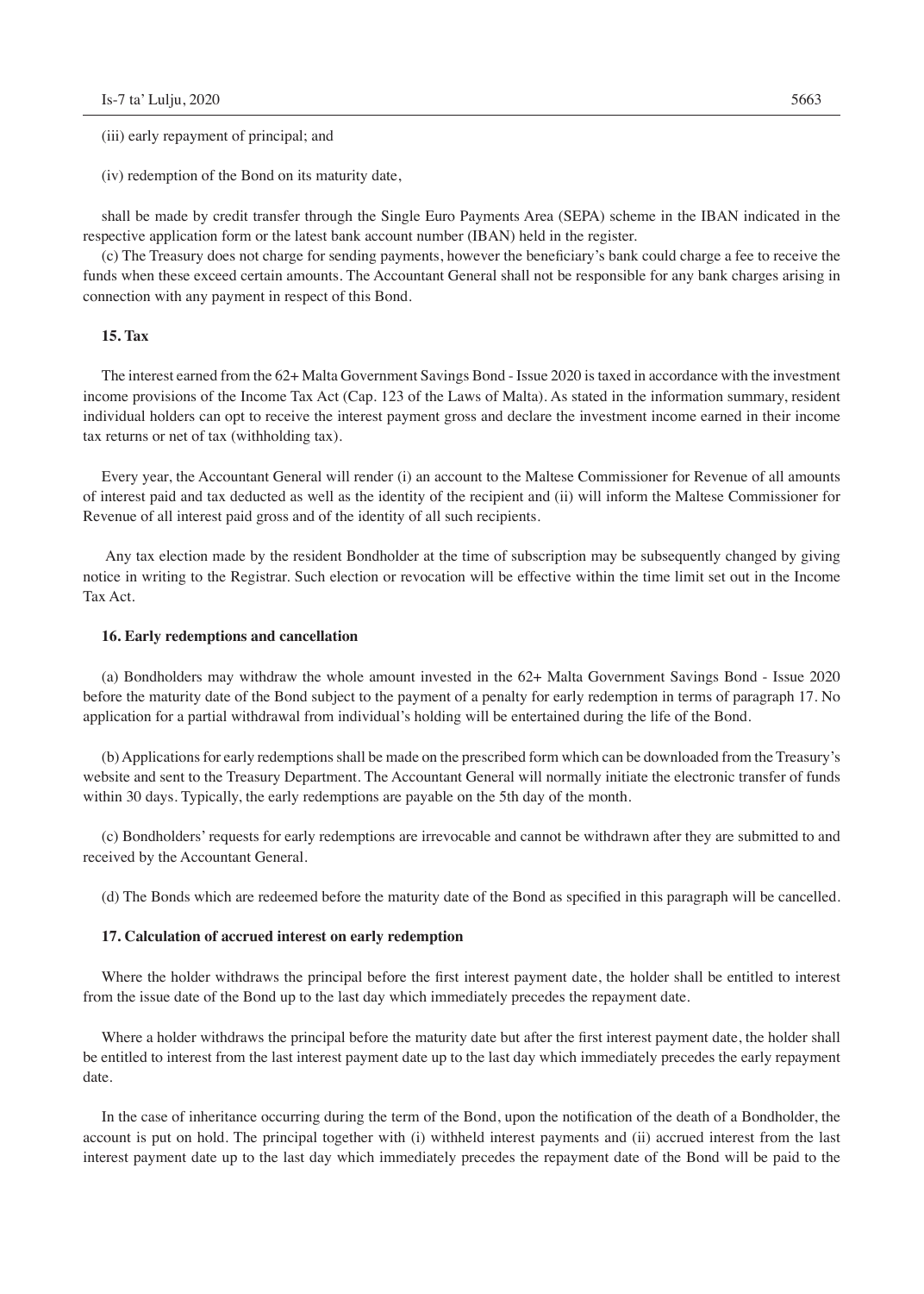(iii) early repayment of principal; and

(iv) redemption of the Bond on its maturity date,

shall be made by credit transfer through the Single Euro Payments Area (SEPA) scheme in the IBAN indicated in the respective application form or the latest bank account number (IBAN) held in the register.

(c) The Treasury does not charge for sending payments, however the beneficiary's bank could charge a fee to receive the funds when these exceed certain amounts. The Accountant General shall not be responsible for any bank charges arising in connection with any payment in respect of this Bond.

**15. Tax**

The interest earned from the 62+ Malta Government Savings Bond - Issue 2020 is taxed in accordance with the investment income provisions of the Income Tax Act (Cap. 123 of the Laws of Malta). As stated in the information summary, resident individual holders can opt to receive the interest payment gross and declare the investment income earned in their income tax returns or net of tax (withholding tax).

Every year, the Accountant General will render (i) an account to the Maltese Commissioner for Revenue of all amounts of interest paid and tax deducted as well as the identity of the recipient and (ii) will inform the Maltese Commissioner for Revenue of all interest paid gross and of the identity of all such recipients.

Any tax election made by the resident Bondholder at the time of subscription may be subsequently changed by giving notice in writing to the Registrar. Such election or revocation will be effective within the time limit set out in the Income Tax Act.

**16. Early redemptions and cancellation**

(a) Bondholders may withdraw the whole amount invested in the 62+ Malta Government Savings Bond - Issue 2020 before the maturity date of the Bond subject to the payment of a penalty for early redemption in terms of paragraph 17. No application for a partial withdrawal from individual's holding will be entertained during the life of the Bond.

(b) Applications for early redemptions shall be made on the prescribed form which can be downloaded from the Treasury's website and sent to the Treasury Department. The Accountant General will normally initiate the electronic transfer of funds within 30 days. Typically, the early redemptions are payable on the 5th day of the month.

(c) Bondholders' requests for early redemptions are irrevocable and cannot be withdrawn after they are submitted to and received by the Accountant General.

(d) The Bonds which are redeemed before the maturity date of the Bond as specified in this paragraph will be cancelled.

**17. Calculation of accrued interest on early redemption**

Where the holder withdraws the principal before the first interest payment date, the holder shall be entitled to interest from the issue date of the Bond up to the last day which immediately precedes the repayment date.

Where a holder withdraws the principal before the maturity date but after the first interest payment date, the holder shall be entitled to interest from the last interest payment date up to the last day which immediately precedes the early repayment date.

In the case of inheritance occurring during the term of the Bond, upon the notification of the death of a Bondholder, the account is put on hold. The principal together with (i) withheld interest payments and (ii) accrued interest from the last interest payment date up to the last day which immediately precedes the repayment date of the Bond will be paid to the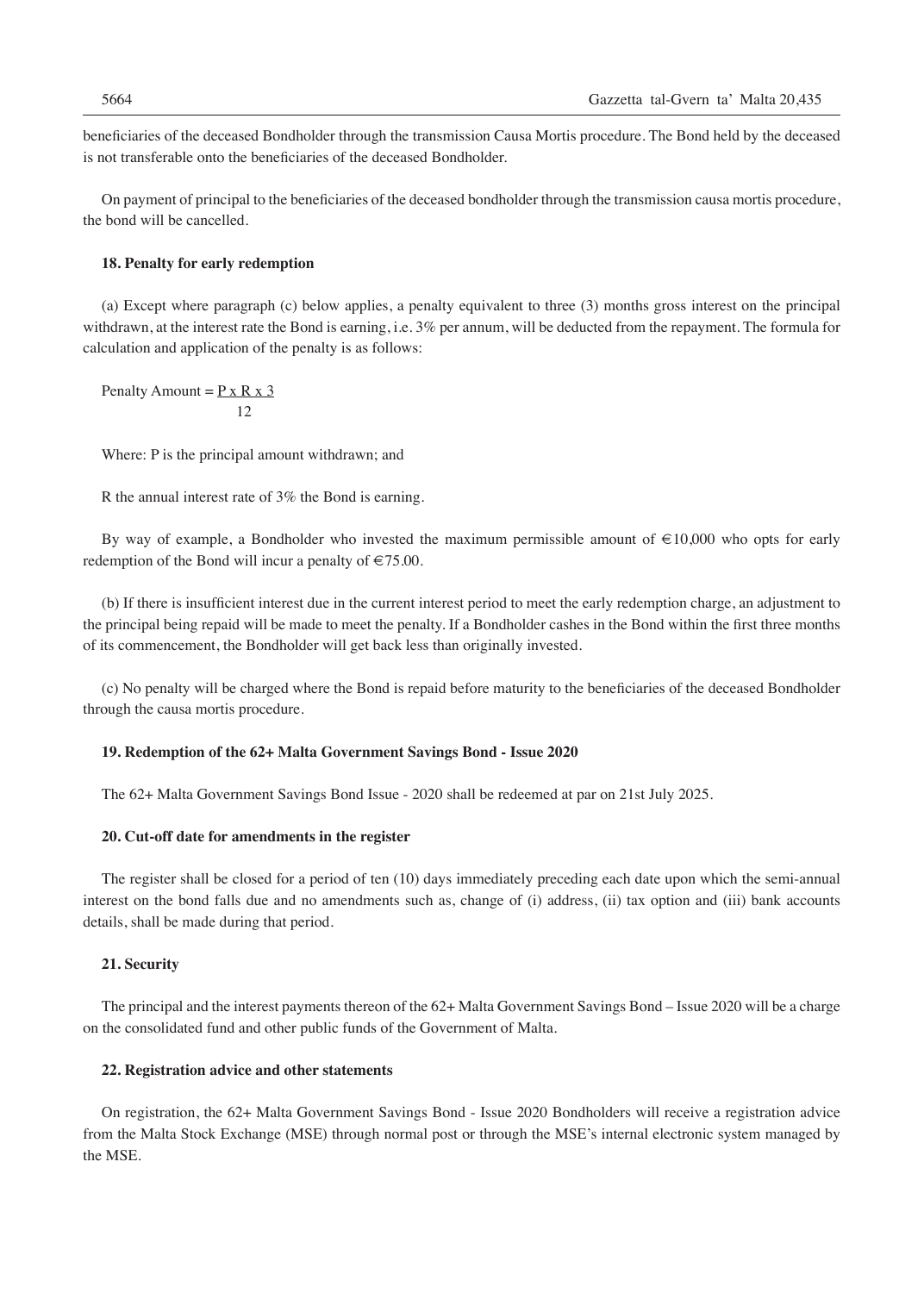beneficiaries of the deceased Bondholder through the transmission Causa Mortis procedure. The Bond held by the deceased is not transferable onto the beneficiaries of the deceased Bondholder.

On payment of principal to the beneficiaries of the deceased bondholder through the transmission causa mortis procedure, the bond will be cancelled.

**18. Penalty for early redemption**

(a) Except where paragraph (c) below applies, a penalty equivalent to three (3) months gross interest on the principal withdrawn, at the interest rate the Bond is earning, i.e. 3% per annum, will be deducted from the repayment. The formula for calculation and application of the penalty is as follows:

$$\text{Penalty Amount} = \frac{P \times R \times 3}{12}$$

Where: P is the principal amount withdrawn; and

R the annual interest rate of 3% the Bond is earning.

By way of example, a Bondholder who invested the maximum permissible amount of €10,000 who opts for early redemption of the Bond will incur a penalty of €75.00.

(b) If there is insufficient interest due in the current interest period to meet the early redemption charge, an adjustment to the principal being repaid will be made to meet the penalty. If a Bondholder cashes in the Bond within the first three months of its commencement, the Bondholder will get back less than originally invested.

(c) No penalty will be charged where the Bond is repaid before maturity to the beneficiaries of the deceased Bondholder through the causa mortis procedure.

**19. Redemption of the 62+ Malta Government Savings Bond - Issue 2020**

The 62+ Malta Government Savings Bond Issue - 2020 shall be redeemed at par on 21st July 2025.

**20. Cut-off date for amendments in the register**

The register shall be closed for a period of ten (10) days immediately preceding each date upon which the semi-annual interest on the bond falls due and no amendments such as, change of (i) address, (ii) tax option and (iii) bank accounts details, shall be made during that period.

**21. Security**

The principal and the interest payments thereon of the 62+ Malta Government Savings Bond – Issue 2020 will be a charge on the consolidated fund and other public funds of the Government of Malta.

**22. Registration advice and other statements**

On registration, the 62+ Malta Government Savings Bond - Issue 2020 Bondholders will receive a registration advice from the Malta Stock Exchange (MSE) through normal post or through the MSE's internal electronic system managed by the MSE.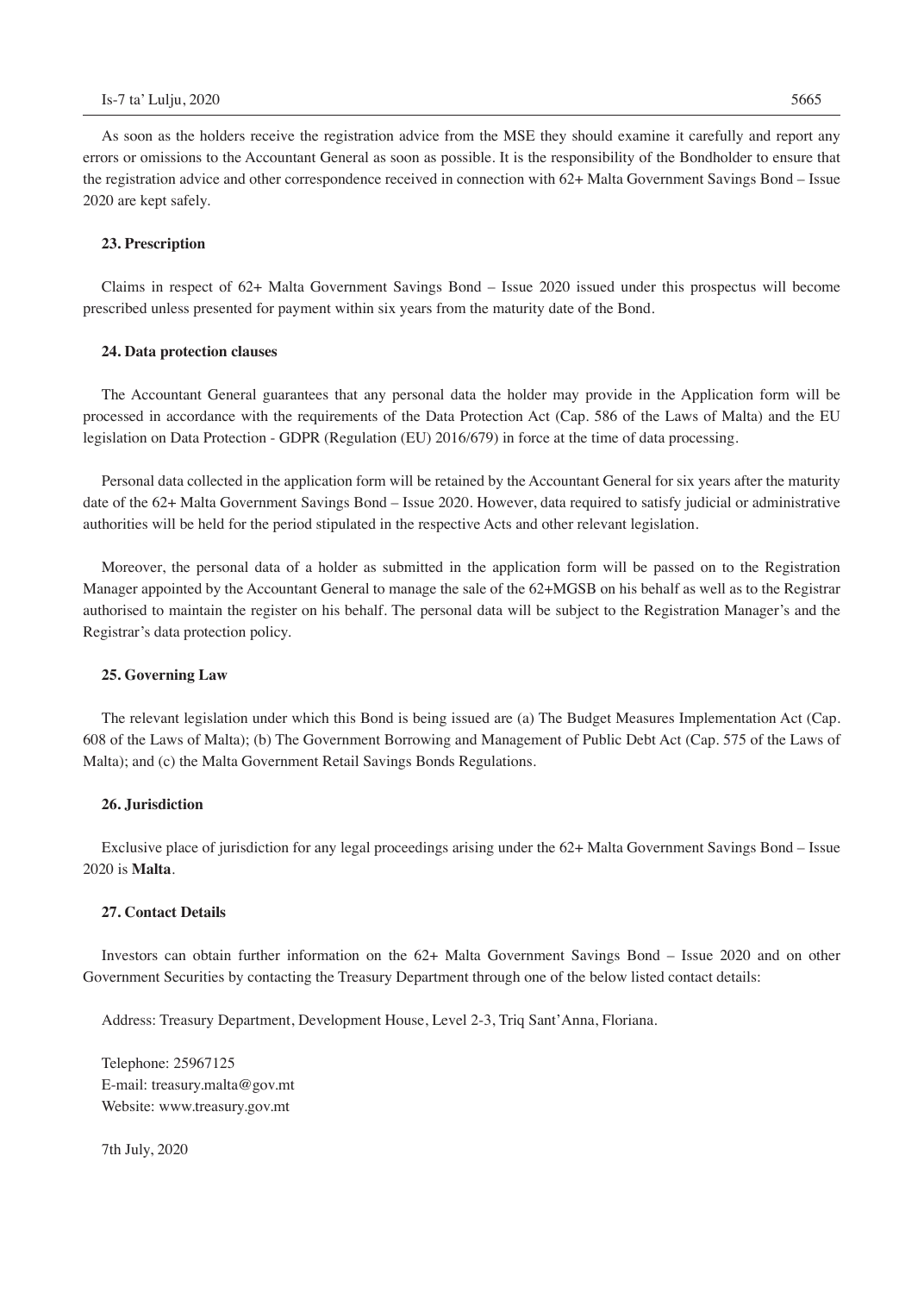As soon as the holders receive the registration advice from the MSE they should examine it carefully and report any errors or omissions to the Accountant General as soon as possible. It is the responsibility of the Bondholder to ensure that the registration advice and other correspondence received in connection with 62+ Malta Government Savings Bond – Issue 2020 are kept safely.

**23. Prescription**

Claims in respect of 62+ Malta Government Savings Bond – Issue 2020 issued under this prospectus will become prescribed unless presented for payment within six years from the maturity date of the Bond.

**24. Data protection clauses**

The Accountant General guarantees that any personal data the holder may provide in the Application form will be processed in accordance with the requirements of the Data Protection Act (Cap. 586 of the Laws of Malta) and the EU legislation on Data Protection - GDPR (Regulation (EU) 2016/679) in force at the time of data processing.

Personal data collected in the application form will be retained by the Accountant General for six years after the maturity date of the 62+ Malta Government Savings Bond – Issue 2020. However, data required to satisfy judicial or administrative authorities will be held for the period stipulated in the respective Acts and other relevant legislation.

Moreover, the personal data of a holder as submitted in the application form will be passed on to the Registration Manager appointed by the Accountant General to manage the sale of the 62+MGSB on his behalf as well as to the Registrar authorised to maintain the register on his behalf. The personal data will be subject to the Registration Manager's and the Registrar's data protection policy.

**25. Governing Law**

The relevant legislation under which this Bond is being issued are (a) The Budget Measures Implementation Act (Cap. 608 of the Laws of Malta); (b) The Government Borrowing and Management of Public Debt Act (Cap. 575 of the Laws of Malta); and (c) the Malta Government Retail Savings Bonds Regulations.

**26. Jurisdiction**

Exclusive place of jurisdiction for any legal proceedings arising under the 62+ Malta Government Savings Bond – Issue 2020 is **Malta**.

**27. Contact Details**

Investors can obtain further information on the 62+ Malta Government Savings Bond – Issue 2020 and on other Government Securities by contacting the Treasury Department through one of the below listed contact details:

Address: Treasury Department, Development House, Level 2-3, Triq Sant'Anna, Floriana.

Telephone: 25967125
E-mail: treasury.malta@gov.mt
Website: www.treasury.gov.mt

7th July, 2020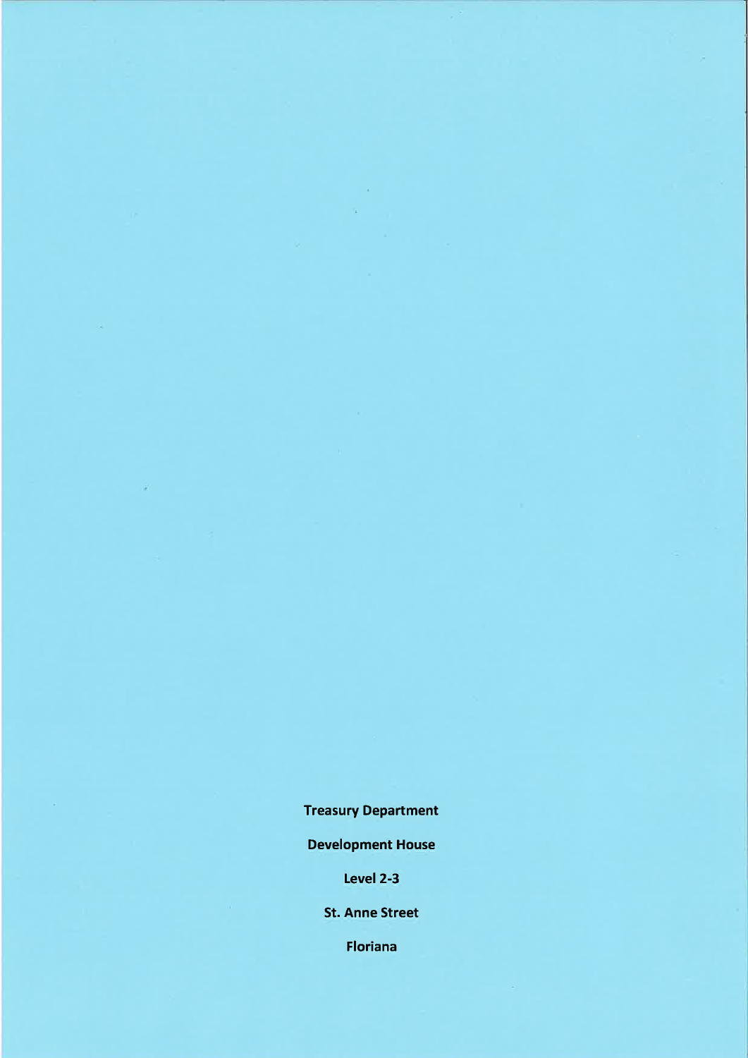**Treasury Department**

**Development House**

**Level 2-3**

**St. Anne Street**

**Floriana**